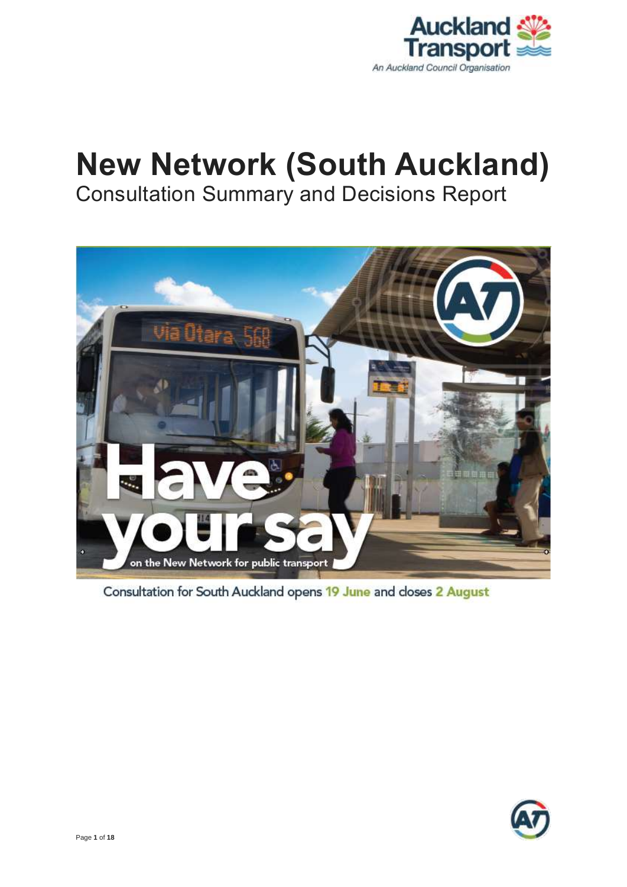Auckland Transport

An Auckland Council Organisation

# New Network (South Auckland)

## Consultation Summary and Decisions Report

Have your say on the New Network for public transport

Consultation for South Auckland opens 19 June and closes 2 August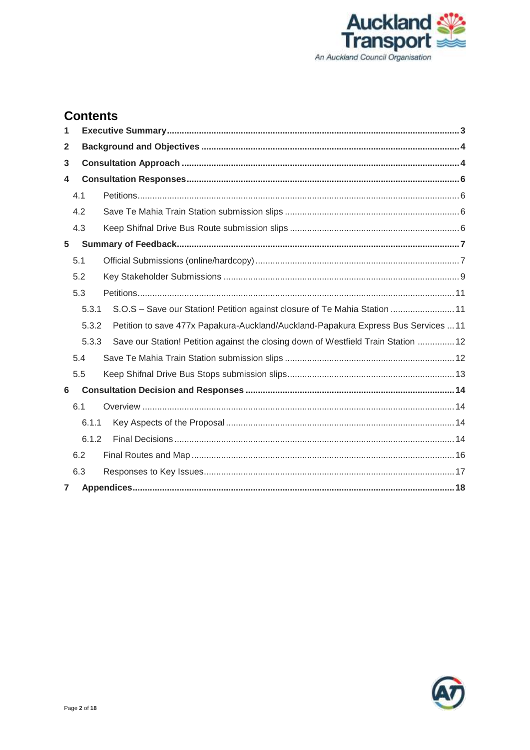# Contents

| | | |
|---|---|---|
| **1** | **Executive Summary** | **3** |
| **2** | **Background and Objectives** | **4** |
| **3** | **Consultation Approach** | **4** |
| **4** | **Consultation Responses** | **6** |
| 4.1 | Petitions | 6 |
| 4.2 | Save Te Mahia Train Station submission slips | 6 |
| 4.3 | Keep Shifnal Drive Bus Route submission slips | 6 |
| **5** | **Summary of Feedback** | **7** |
| 5.1 | Official Submissions (online/hardcopy) | 7 |
| 5.2 | Key Stakeholder Submissions | 9 |
| 5.3 | Petitions | 11 |
| 5.3.1 | S.O.S – Save our Station! Petition against closure of Te Mahia Station | 11 |
| 5.3.2 | Petition to save 477x Papakura-Auckland/Auckland-Papakura Express Bus Services | 11 |
| 5.3.3 | Save our Station! Petition against the closing down of Westfield Train Station | 12 |
| 5.4 | Save Te Mahia Train Station submission slips | 12 |
| 5.5 | Keep Shifnal Drive Bus Stops submission slips | 13 |
| **6** | **Consultation Decision and Responses** | **14** |
| 6.1 | Overview | 14 |
| 6.1.1 | Key Aspects of the Proposal | 14 |
| 6.1.2 | Final Decisions | 14 |
| 6.2 | Final Routes and Map | 16 |
| 6.3 | Responses to Key Issues | 17 |
| **7** | **Appendices** | **18** |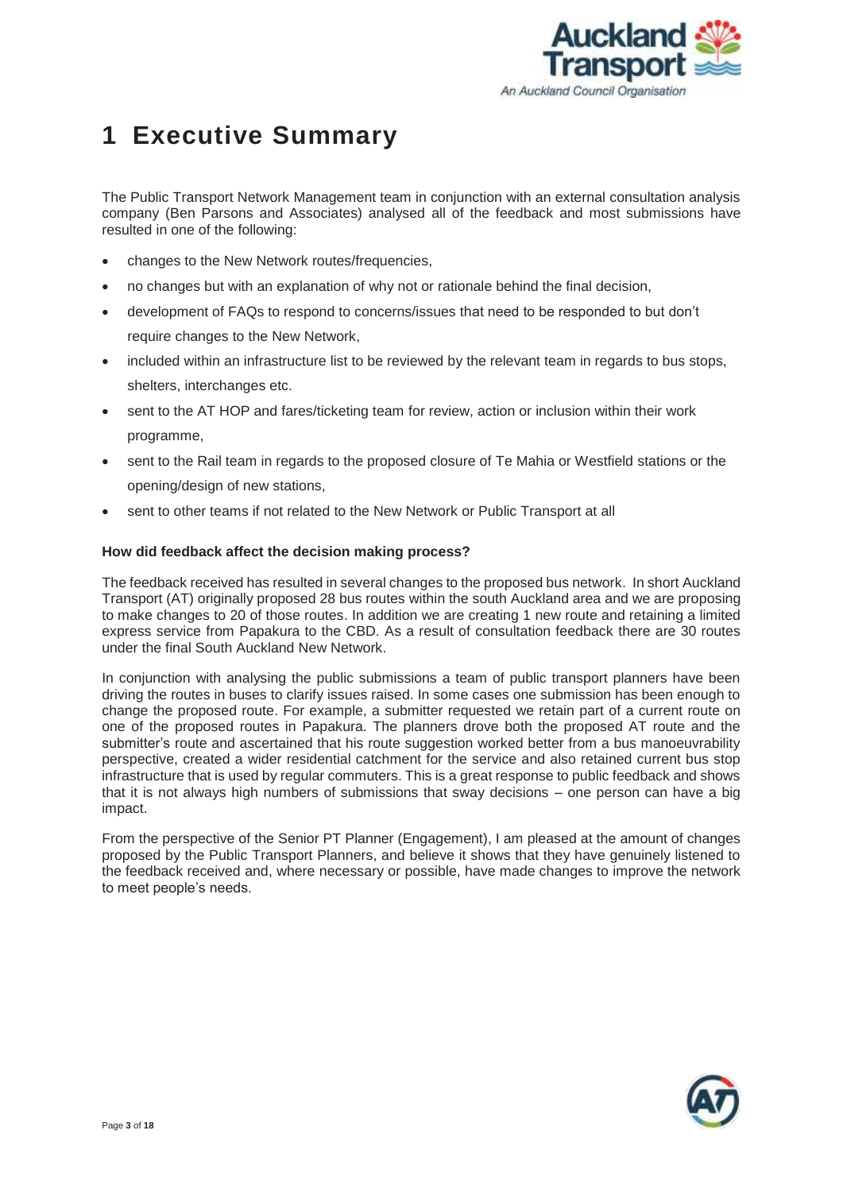# 1 Executive Summary

The Public Transport Network Management team in conjunction with an external consultation analysis company (Ben Parsons and Associates) analysed all of the feedback and most submissions have resulted in one of the following:

- changes to the New Network routes/frequencies,
- no changes but with an explanation of why not or rationale behind the final decision,
- development of FAQs to respond to concerns/issues that need to be responded to but don't require changes to the New Network,
- included within an infrastructure list to be reviewed by the relevant team in regards to bus stops, shelters, interchanges etc.
- sent to the AT HOP and fares/ticketing team for review, action or inclusion within their work programme,
- sent to the Rail team in regards to the proposed closure of Te Mahia or Westfield stations or the opening/design of new stations,
- sent to other teams if not related to the New Network or Public Transport at all

**How did feedback affect the decision making process?**

The feedback received has resulted in several changes to the proposed bus network. In short Auckland Transport (AT) originally proposed 28 bus routes within the south Auckland area and we are proposing to make changes to 20 of those routes. In addition we are creating 1 new route and retaining a limited express service from Papakura to the CBD. As a result of consultation feedback there are 30 routes under the final South Auckland New Network.

In conjunction with analysing the public submissions a team of public transport planners have been driving the routes in buses to clarify issues raised. In some cases one submission has been enough to change the proposed route. For example, a submitter requested we retain part of a current route on one of the proposed routes in Papakura. The planners drove both the proposed AT route and the submitter's route and ascertained that his route suggestion worked better from a bus manoeuvrability perspective, created a wider residential catchment for the service and also retained current bus stop infrastructure that is used by regular commuters. This is a great response to public feedback and shows that it is not always high numbers of submissions that sway decisions – one person can have a big impact.

From the perspective of the Senior PT Planner (Engagement), I am pleased at the amount of changes proposed by the Public Transport Planners, and believe it shows that they have genuinely listened to the feedback received and, where necessary or possible, have made changes to improve the network to meet people's needs.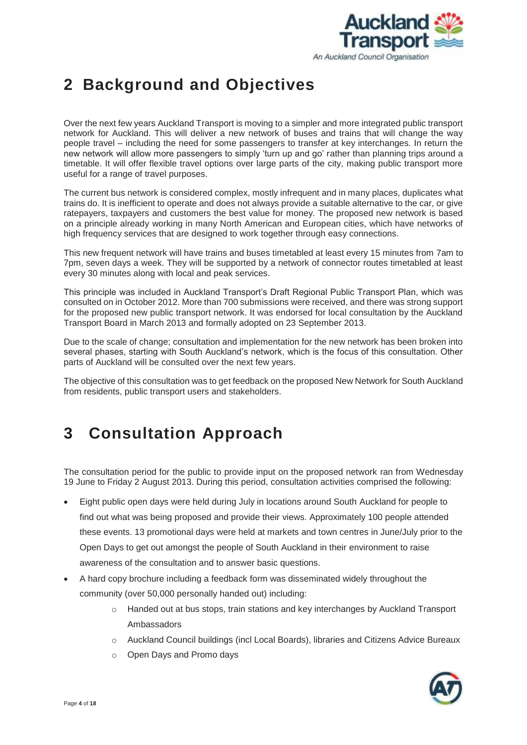# 2 Background and Objectives

Over the next few years Auckland Transport is moving to a simpler and more integrated public transport network for Auckland. This will deliver a new network of buses and trains that will change the way people travel – including the need for some passengers to transfer at key interchanges. In return the new network will allow more passengers to simply 'turn up and go' rather than planning trips around a timetable. It will offer flexible travel options over large parts of the city, making public transport more useful for a range of travel purposes.

The current bus network is considered complex, mostly infrequent and in many places, duplicates what trains do. It is inefficient to operate and does not always provide a suitable alternative to the car, or give ratepayers, taxpayers and customers the best value for money. The proposed new network is based on a principle already working in many North American and European cities, which have networks of high frequency services that are designed to work together through easy connections.

This new frequent network will have trains and buses timetabled at least every 15 minutes from 7am to 7pm, seven days a week. They will be supported by a network of connector routes timetabled at least every 30 minutes along with local and peak services.

This principle was included in Auckland Transport's Draft Regional Public Transport Plan, which was consulted on in October 2012. More than 700 submissions were received, and there was strong support for the proposed new public transport network. It was endorsed for local consultation by the Auckland Transport Board in March 2013 and formally adopted on 23 September 2013.

Due to the scale of change; consultation and implementation for the new network has been broken into several phases, starting with South Auckland's network, which is the focus of this consultation. Other parts of Auckland will be consulted over the next few years.

The objective of this consultation was to get feedback on the proposed New Network for South Auckland from residents, public transport users and stakeholders.

# 3 Consultation Approach

The consultation period for the public to provide input on the proposed network ran from Wednesday 19 June to Friday 2 August 2013. During this period, consultation activities comprised the following:

- Eight public open days were held during July in locations around South Auckland for people to find out what was being proposed and provide their views. Approximately 100 people attended these events. 13 promotional days were held at markets and town centres in June/July prior to the Open Days to get out amongst the people of South Auckland in their environment to raise awareness of the consultation and to answer basic questions.
- A hard copy brochure including a feedback form was disseminated widely throughout the community (over 50,000 personally handed out) including:
  - Handed out at bus stops, train stations and key interchanges by Auckland Transport Ambassadors
  - Auckland Council buildings (incl Local Boards), libraries and Citizens Advice Bureaux
  - Open Days and Promo days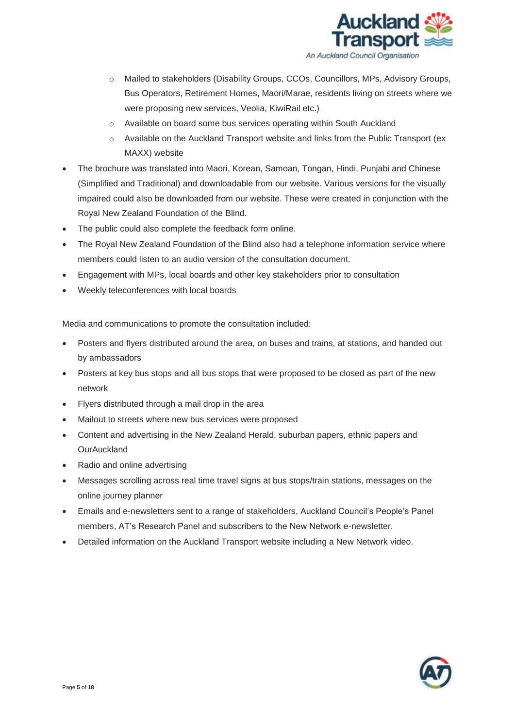- Mailed to stakeholders (Disability Groups, CCOs, Councillors, MPs, Advisory Groups, Bus Operators, Retirement Homes, Maori/Marae, residents living on streets where we were proposing new services, Veolia, KiwiRail etc.)
  - Available on board some bus services operating within South Auckland
  - Available on the Auckland Transport website and links from the Public Transport (ex MAXX) website
- The brochure was translated into Maori, Korean, Samoan, Tongan, Hindi, Punjabi and Chinese (Simplified and Traditional) and downloadable from our website. Various versions for the visually impaired could also be downloaded from our website. These were created in conjunction with the Royal New Zealand Foundation of the Blind.
- The public could also complete the feedback form online.
- The Royal New Zealand Foundation of the Blind also had a telephone information service where members could listen to an audio version of the consultation document.
- Engagement with MPs, local boards and other key stakeholders prior to consultation
- Weekly teleconferences with local boards

Media and communications to promote the consultation included:

- Posters and flyers distributed around the area, on buses and trains, at stations, and handed out by ambassadors
- Posters at key bus stops and all bus stops that were proposed to be closed as part of the new network
- Flyers distributed through a mail drop in the area
- Mailout to streets where new bus services were proposed
- Content and advertising in the New Zealand Herald, suburban papers, ethnic papers and OurAuckland
- Radio and online advertising
- Messages scrolling across real time travel signs at bus stops/train stations, messages on the online journey planner
- Emails and e-newsletters sent to a range of stakeholders, Auckland Council's People's Panel members, AT's Research Panel and subscribers to the New Network e-newsletter.
- Detailed information on the Auckland Transport website including a New Network video.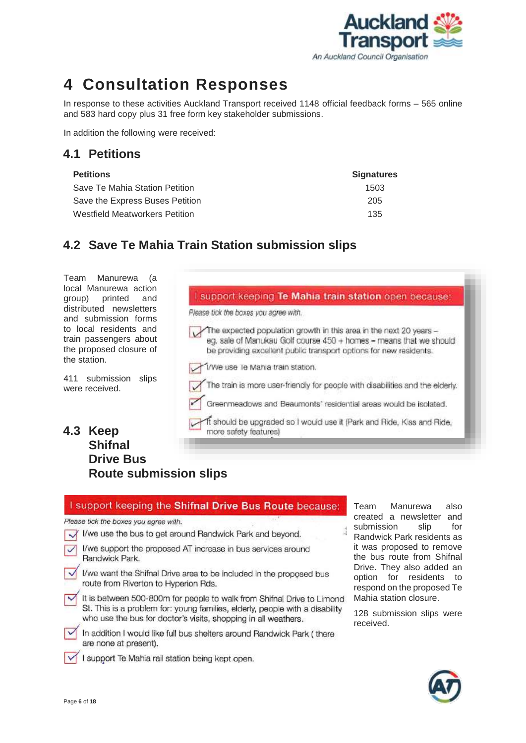# 4 Consultation Responses

In response to these activities Auckland Transport received 1148 official feedback forms – 565 online and 583 hard copy plus 31 free form key stakeholder submissions.

In addition the following were received:

## 4.1 Petitions

| Petitions | Signatures |
|---|---|
| Save Te Mahia Station Petition | 1503 |
| Save the Express Buses Petition | 205 |
| Westfield Meatworkers Petition | 135 |

## 4.2 Save Te Mahia Train Station submission slips

Team Manurewa (a local Manurewa action group) printed and distributed newsletters and submission forms to local residents and train passengers about the proposed closure of the station.

411 submission slips were received.

I support keeping **Te Mahia train station** open because:

*Please tick the boxes you agree with.*

- ☑ The expected population growth in this area in the next 20 years – eg. sale of Manukau Golf course 450 + homes – means that we should be providing excellent public transport options for new residents.
- ☑ I/We use Te Mahia train station.
- ☑ The train is more user-friendly for people with disabilities and the elderly.
- ☑ Greenmeadows and Beaumonts' residential areas would be isolated.
- ☑ It should be upgraded so I would use it (Park and Ride, Kiss and Ride, more safety features)

## 4.3 Keep Shifnal Drive Bus Route submission slips

Team Manurewa also created a newsletter and submission slip for Randwick Park residents as it was proposed to remove the bus route from Shifnal Drive. They also added an option for residents to respond on the proposed Te Mahia station closure.

128 submission slips were received.

I support keeping the **Shifnal Drive Bus Route** because:

*Please tick the boxes you agree with.*

- ☑ I/we use the bus to get around Randwick Park and beyond.
- ☑ I/we support the proposed AT increase in bus services around Randwick Park.
- ☑ I/we want the Shifnal Drive area to be included in the proposed bus route from Riverton to Hyperion Rds.
- ☑ It is between 500-800m for people to walk from Shifnal Drive to Limond St. This is a problem for: young families, elderly, people with a disability who use the bus for doctor's visits, shopping in all weathers.
- ☑ In addition I would like full bus shelters around Randwick Park ( there are none at present).
- ☑ I support Te Mahia rail station being kept open.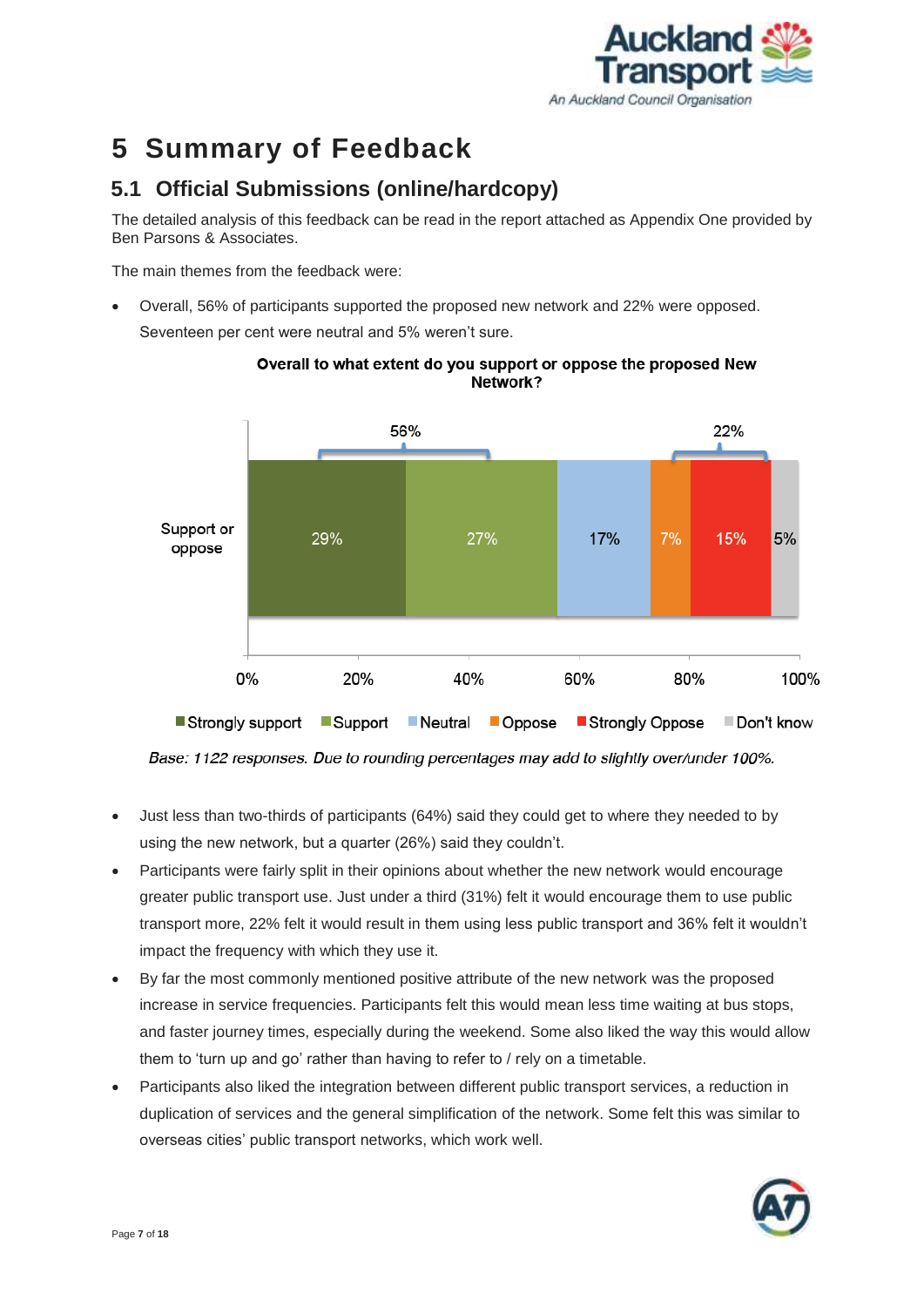# 5 Summary of Feedback

## 5.1 Official Submissions (online/hardcopy)

The detailed analysis of this feedback can be read in the report attached as Appendix One provided by Ben Parsons & Associates.

The main themes from the feedback were:

- Overall, 56% of participants supported the proposed new network and 22% were opposed. Seventeen per cent were neutral and 5% weren't sure.

**Overall to what extent do you support or oppose the proposed New Network?**

| | Strongly support | Support | Neutral | Oppose | Strongly Oppose | Don't know |
|---|---|---|---|---|---|---|
| Support or oppose | 29% | 27% | 17% | 7% | 15% | 5% |

Support total: 56%; Oppose total: 22%

*Base: 1122 responses. Due to rounding percentages may add to slightly over/under 100%.*

- Just less than two-thirds of participants (64%) said they could get to where they needed to by using the new network, but a quarter (26%) said they couldn't.
- Participants were fairly split in their opinions about whether the new network would encourage greater public transport use. Just under a third (31%) felt it would encourage them to use public transport more, 22% felt it would result in them using less public transport and 36% felt it wouldn't impact the frequency with which they use it.
- By far the most commonly mentioned positive attribute of the new network was the proposed increase in service frequencies. Participants felt this would mean less time waiting at bus stops, and faster journey times, especially during the weekend. Some also liked the way this would allow them to 'turn up and go' rather than having to refer to / rely on a timetable.
- Participants also liked the integration between different public transport services, a reduction in duplication of services and the general simplification of the network. Some felt this was similar to overseas cities' public transport networks, which work well.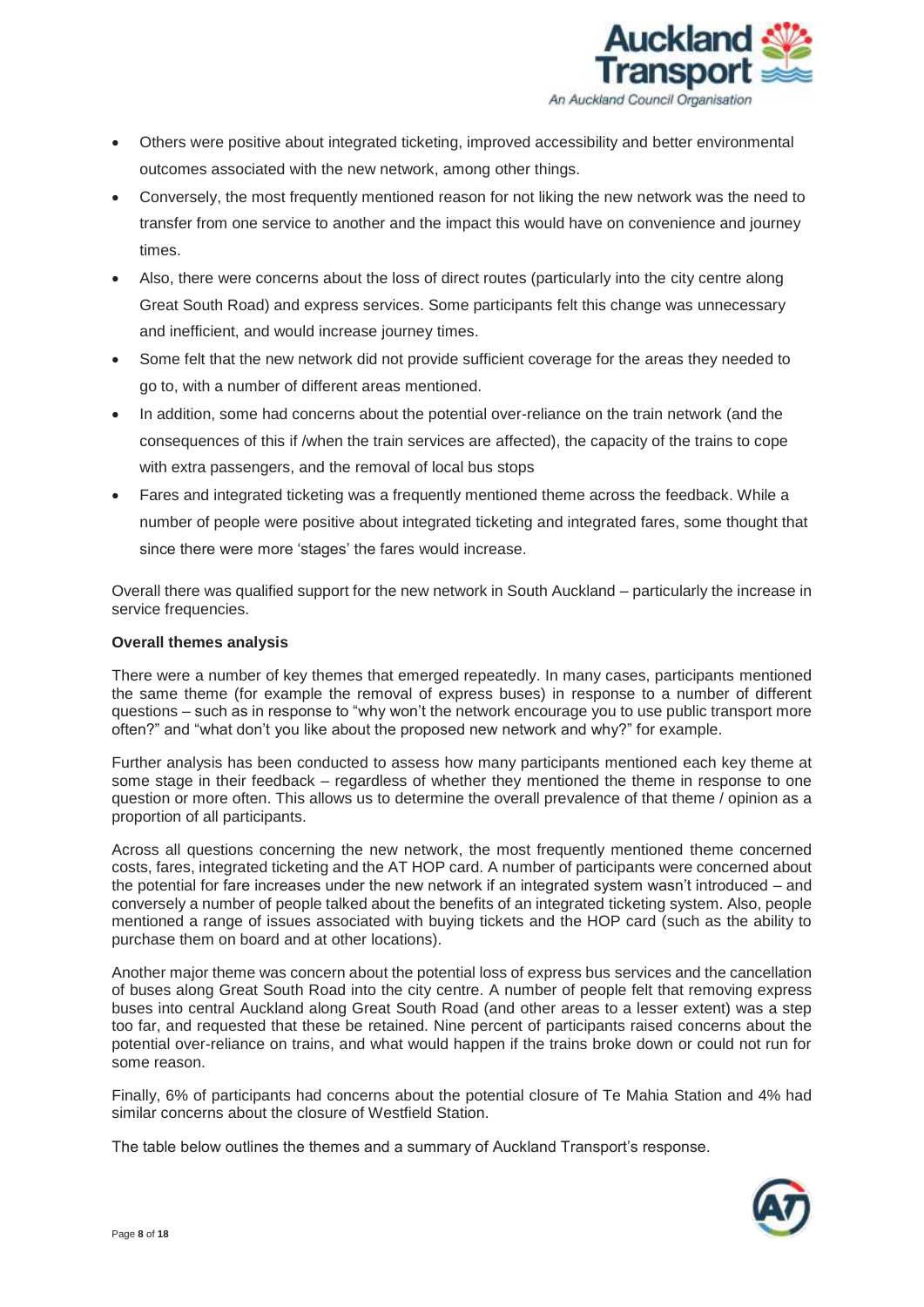- Others were positive about integrated ticketing, improved accessibility and better environmental outcomes associated with the new network, among other things.
- Conversely, the most frequently mentioned reason for not liking the new network was the need to transfer from one service to another and the impact this would have on convenience and journey times.
- Also, there were concerns about the loss of direct routes (particularly into the city centre along Great South Road) and express services. Some participants felt this change was unnecessary and inefficient, and would increase journey times.
- Some felt that the new network did not provide sufficient coverage for the areas they needed to go to, with a number of different areas mentioned.
- In addition, some had concerns about the potential over-reliance on the train network (and the consequences of this if /when the train services are affected), the capacity of the trains to cope with extra passengers, and the removal of local bus stops
- Fares and integrated ticketing was a frequently mentioned theme across the feedback. While a number of people were positive about integrated ticketing and integrated fares, some thought that since there were more 'stages' the fares would increase.

Overall there was qualified support for the new network in South Auckland – particularly the increase in service frequencies.

**Overall themes analysis**

There were a number of key themes that emerged repeatedly. In many cases, participants mentioned the same theme (for example the removal of express buses) in response to a number of different questions – such as in response to "why won't the network encourage you to use public transport more often?" and "what don't you like about the proposed new network and why?" for example.

Further analysis has been conducted to assess how many participants mentioned each key theme at some stage in their feedback – regardless of whether they mentioned the theme in response to one question or more often. This allows us to determine the overall prevalence of that theme / opinion as a proportion of all participants.

Across all questions concerning the new network, the most frequently mentioned theme concerned costs, fares, integrated ticketing and the AT HOP card. A number of participants were concerned about the potential for fare increases under the new network if an integrated system wasn't introduced – and conversely a number of people talked about the benefits of an integrated ticketing system. Also, people mentioned a range of issues associated with buying tickets and the HOP card (such as the ability to purchase them on board and at other locations).

Another major theme was concern about the potential loss of express bus services and the cancellation of buses along Great South Road into the city centre. A number of people felt that removing express buses into central Auckland along Great South Road (and other areas to a lesser extent) was a step too far, and requested that these be retained. Nine percent of participants raised concerns about the potential over-reliance on trains, and what would happen if the trains broke down or could not run for some reason.

Finally, 6% of participants had concerns about the potential closure of Te Mahia Station and 4% had similar concerns about the closure of Westfield Station.

The table below outlines the themes and a summary of Auckland Transport's response.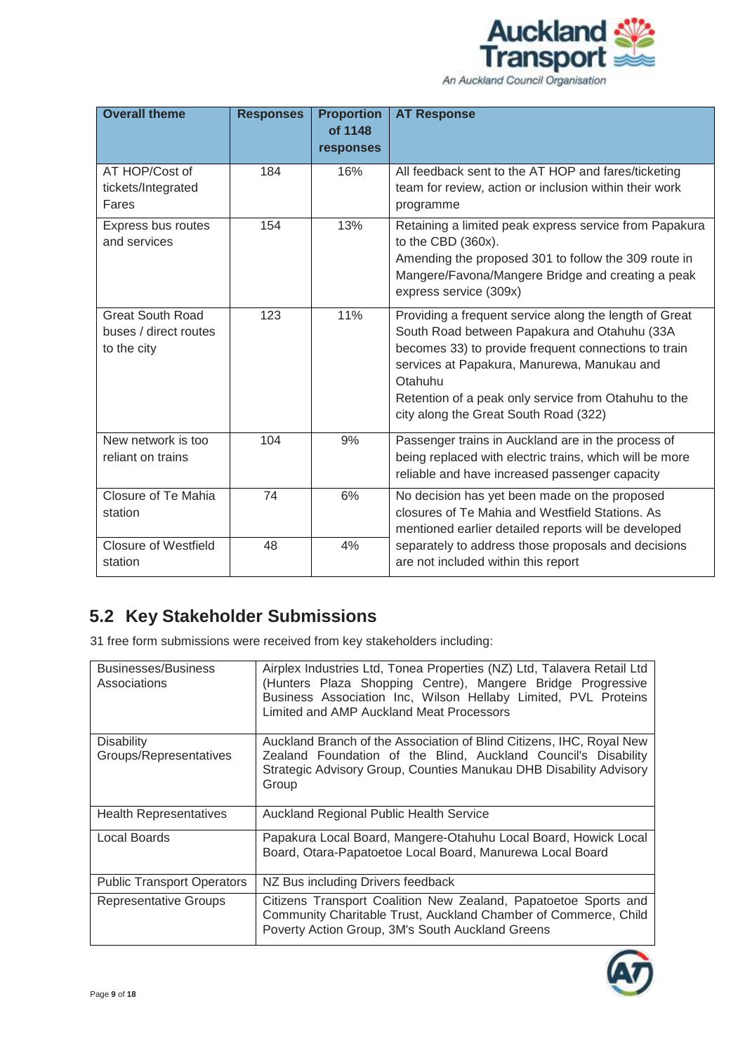| Overall theme | Responses | Proportion of 1148 responses | AT Response |
|---|---|---|---|
| AT HOP/Cost of tickets/Integrated Fares | 184 | 16% | All feedback sent to the AT HOP and fares/ticketing team for review, action or inclusion within their work programme |
| Express bus routes and services | 154 | 13% | Retaining a limited peak express service from Papakura to the CBD (360x).<br>Amending the proposed 301 to follow the 309 route in Mangere/Favona/Mangere Bridge and creating a peak express service (309x) |
| Great South Road buses / direct routes to the city | 123 | 11% | Providing a frequent service along the length of Great South Road between Papakura and Otahuhu (33A becomes 33) to provide frequent connections to train services at Papakura, Manurewa, Manukau and Otahuhu<br>Retention of a peak only service from Otahuhu to the city along the Great South Road (322) |
| New network is too reliant on trains | 104 | 9% | Passenger trains in Auckland are in the process of being replaced with electric trains, which will be more reliable and have increased passenger capacity |
| Closure of Te Mahia station | 74 | 6% | No decision has yet been made on the proposed closures of Te Mahia and Westfield Stations. As mentioned earlier detailed reports will be developed separately to address those proposals and decisions are not included within this report |
| Closure of Westfield station | 48 | 4% | |

## 5.2 Key Stakeholder Submissions

31 free form submissions were received from key stakeholders including:

| | |
|---|---|
| Businesses/Business Associations | Airplex Industries Ltd, Tonea Properties (NZ) Ltd, Talavera Retail Ltd (Hunters Plaza Shopping Centre), Mangere Bridge Progressive Business Association Inc, Wilson Hellaby Limited, PVL Proteins Limited and AMP Auckland Meat Processors |
| Disability Groups/Representatives | Auckland Branch of the Association of Blind Citizens, IHC, Royal New Zealand Foundation of the Blind, Auckland Council's Disability Strategic Advisory Group, Counties Manukau DHB Disability Advisory Group |
| Health Representatives | Auckland Regional Public Health Service |
| Local Boards | Papakura Local Board, Mangere-Otahuhu Local Board, Howick Local Board, Otara-Papatoetoe Local Board, Manurewa Local Board |
| Public Transport Operators | NZ Bus including Drivers feedback |
| Representative Groups | Citizens Transport Coalition New Zealand, Papatoetoe Sports and Community Charitable Trust, Auckland Chamber of Commerce, Child Poverty Action Group, 3M's South Auckland Greens |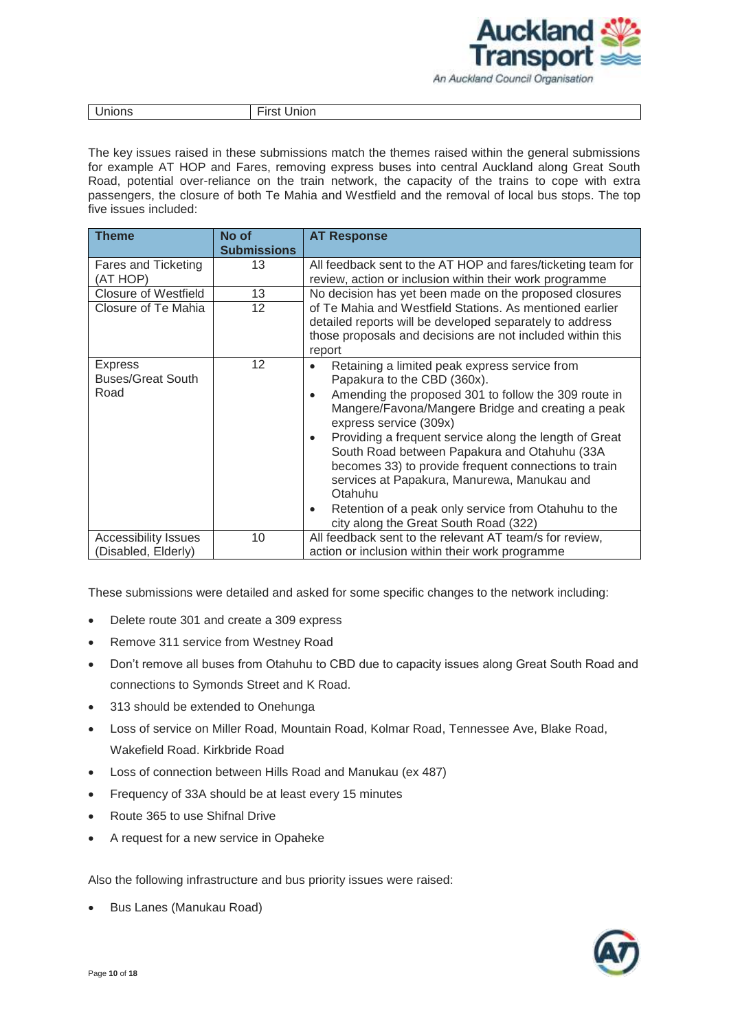| Unions | First Union |
|---|---|

The key issues raised in these submissions match the themes raised within the general submissions for example AT HOP and Fares, removing express buses into central Auckland along Great South Road, potential over-reliance on the train network, the capacity of the trains to cope with extra passengers, the closure of both Te Mahia and Westfield and the removal of local bus stops. The top five issues included:

| Theme | No of Submissions | AT Response |
|---|---|---|
| Fares and Ticketing (AT HOP) | 13 | All feedback sent to the AT HOP and fares/ticketing team for review, action or inclusion within their work programme |
| Closure of Westfield | 13 | No decision has yet been made on the proposed closures of Te Mahia and Westfield Stations. As mentioned earlier detailed reports will be developed separately to address those proposals and decisions are not included within this report |
| Closure of Te Mahia | 12 | |
| Express Buses/Great South Road | 12 | • Retaining a limited peak express service from Papakura to the CBD (360x).<br>• Amending the proposed 301 to follow the 309 route in Mangere/Favona/Mangere Bridge and creating a peak express service (309x)<br>• Providing a frequent service along the length of Great South Road between Papakura and Otahuhu (33A becomes 33) to provide frequent connections to train services at Papakura, Manurewa, Manukau and Otahuhu<br>• Retention of a peak only service from Otahuhu to the city along the Great South Road (322) |
| Accessibility Issues (Disabled, Elderly) | 10 | All feedback sent to the relevant AT team/s for review, action or inclusion within their work programme |

These submissions were detailed and asked for some specific changes to the network including:

- Delete route 301 and create a 309 express
- Remove 311 service from Westney Road
- Don't remove all buses from Otahuhu to CBD due to capacity issues along Great South Road and connections to Symonds Street and K Road.
- 313 should be extended to Onehunga
- Loss of service on Miller Road, Mountain Road, Kolmar Road, Tennessee Ave, Blake Road, Wakefield Road. Kirkbride Road
- Loss of connection between Hills Road and Manukau (ex 487)
- Frequency of 33A should be at least every 15 minutes
- Route 365 to use Shifnal Drive
- A request for a new service in Opaheke

Also the following infrastructure and bus priority issues were raised:

- Bus Lanes (Manukau Road)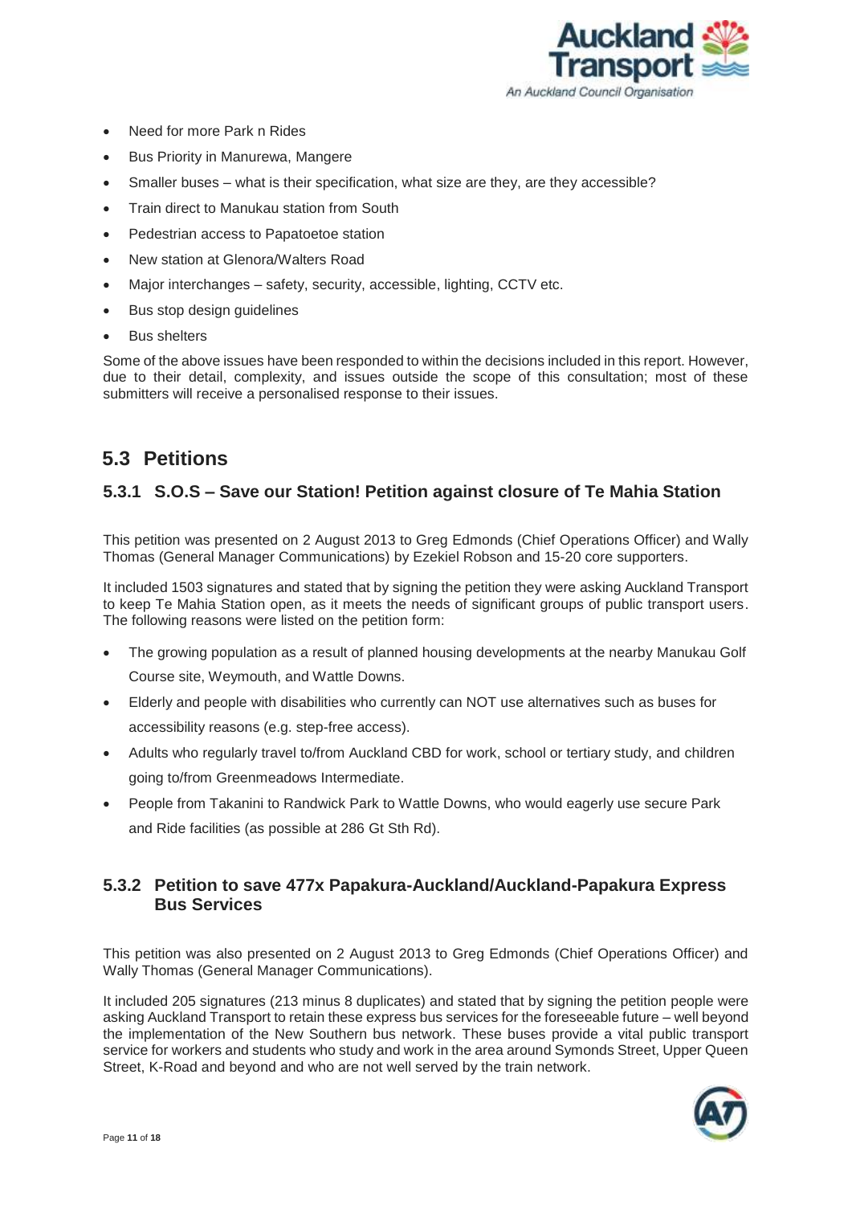- Need for more Park n Rides
- Bus Priority in Manurewa, Mangere
- Smaller buses – what is their specification, what size are they, are they accessible?
- Train direct to Manukau station from South
- Pedestrian access to Papatoetoe station
- New station at Glenora/Walters Road
- Major interchanges – safety, security, accessible, lighting, CCTV etc.
- Bus stop design guidelines
- Bus shelters

Some of the above issues have been responded to within the decisions included in this report. However, due to their detail, complexity, and issues outside the scope of this consultation; most of these submitters will receive a personalised response to their issues.

## 5.3 Petitions

### 5.3.1 S.O.S – Save our Station! Petition against closure of Te Mahia Station

This petition was presented on 2 August 2013 to Greg Edmonds (Chief Operations Officer) and Wally Thomas (General Manager Communications) by Ezekiel Robson and 15-20 core supporters.

It included 1503 signatures and stated that by signing the petition they were asking Auckland Transport to keep Te Mahia Station open, as it meets the needs of significant groups of public transport users. The following reasons were listed on the petition form:

- The growing population as a result of planned housing developments at the nearby Manukau Golf Course site, Weymouth, and Wattle Downs.
- Elderly and people with disabilities who currently can NOT use alternatives such as buses for accessibility reasons (e.g. step-free access).
- Adults who regularly travel to/from Auckland CBD for work, school or tertiary study, and children going to/from Greenmeadows Intermediate.
- People from Takanini to Randwick Park to Wattle Downs, who would eagerly use secure Park and Ride facilities (as possible at 286 Gt Sth Rd).

### 5.3.2 Petition to save 477x Papakura-Auckland/Auckland-Papakura Express Bus Services

This petition was also presented on 2 August 2013 to Greg Edmonds (Chief Operations Officer) and Wally Thomas (General Manager Communications).

It included 205 signatures (213 minus 8 duplicates) and stated that by signing the petition people were asking Auckland Transport to retain these express bus services for the foreseeable future – well beyond the implementation of the New Southern bus network. These buses provide a vital public transport service for workers and students who study and work in the area around Symonds Street, Upper Queen Street, K-Road and beyond and who are not well served by the train network.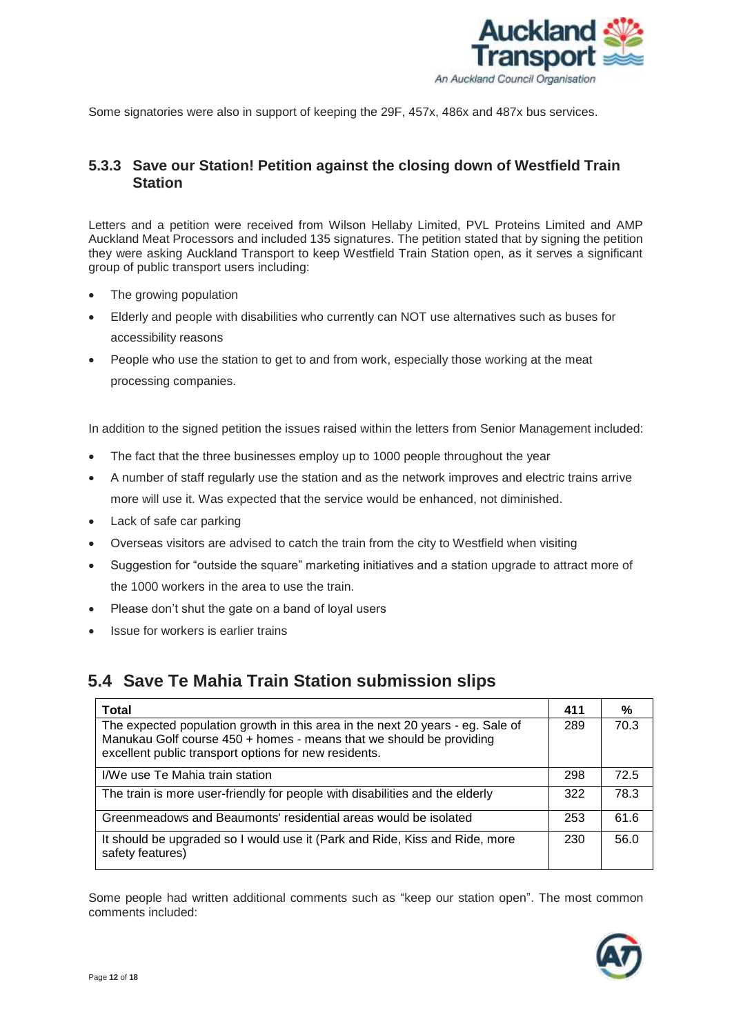Some signatories were also in support of keeping the 29F, 457x, 486x and 487x bus services.

### 5.3.3 Save our Station! Petition against the closing down of Westfield Train Station

Letters and a petition were received from Wilson Hellaby Limited, PVL Proteins Limited and AMP Auckland Meat Processors and included 135 signatures. The petition stated that by signing the petition they were asking Auckland Transport to keep Westfield Train Station open, as it serves a significant group of public transport users including:

- The growing population
- Elderly and people with disabilities who currently can NOT use alternatives such as buses for accessibility reasons
- People who use the station to get to and from work, especially those working at the meat processing companies.

In addition to the signed petition the issues raised within the letters from Senior Management included:

- The fact that the three businesses employ up to 1000 people throughout the year
- A number of staff regularly use the station and as the network improves and electric trains arrive more will use it. Was expected that the service would be enhanced, not diminished.
- Lack of safe car parking
- Overseas visitors are advised to catch the train from the city to Westfield when visiting
- Suggestion for "outside the square" marketing initiatives and a station upgrade to attract more of the 1000 workers in the area to use the train.
- Please don't shut the gate on a band of loyal users
- Issue for workers is earlier trains

## 5.4 Save Te Mahia Train Station submission slips

| Total | 411 | % |
|---|---|---|
| The expected population growth in this area in the next 20 years - eg. Sale of Manukau Golf course 450 + homes - means that we should be providing excellent public transport options for new residents. | 289 | 70.3 |
| I/We use Te Mahia train station | 298 | 72.5 |
| The train is more user-friendly for people with disabilities and the elderly | 322 | 78.3 |
| Greenmeadows and Beaumonts' residential areas would be isolated | 253 | 61.6 |
| It should be upgraded so I would use it (Park and Ride, Kiss and Ride, more safety features) | 230 | 56.0 |

Some people had written additional comments such as "keep our station open". The most common comments included: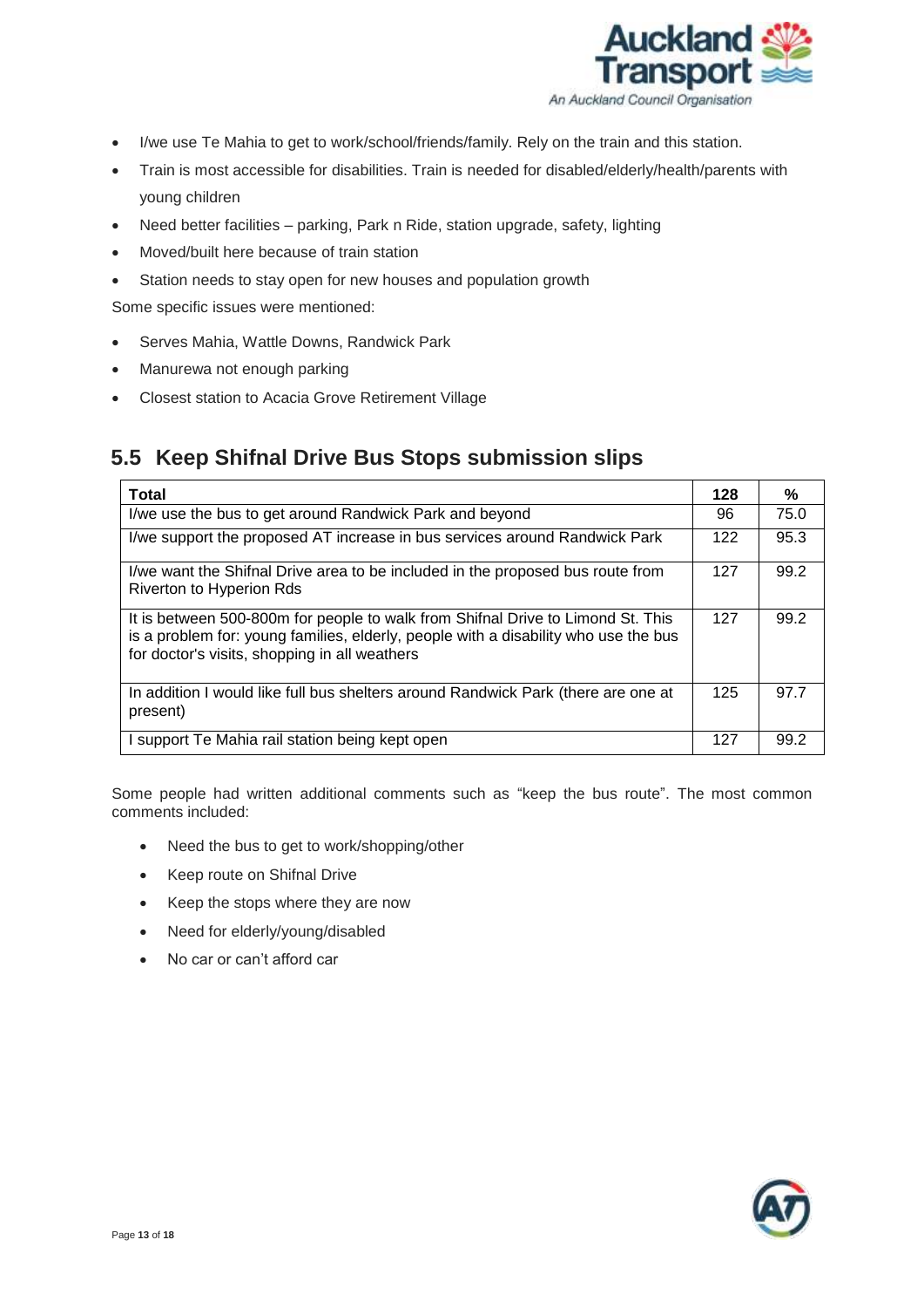- I/we use Te Mahia to get to work/school/friends/family. Rely on the train and this station.
- Train is most accessible for disabilities. Train is needed for disabled/elderly/health/parents with young children
- Need better facilities – parking, Park n Ride, station upgrade, safety, lighting
- Moved/built here because of train station
- Station needs to stay open for new houses and population growth

Some specific issues were mentioned:

- Serves Mahia, Wattle Downs, Randwick Park
- Manurewa not enough parking
- Closest station to Acacia Grove Retirement Village

## 5.5 Keep Shifnal Drive Bus Stops submission slips

| Total | 128 | % |
|---|---|---|
| I/we use the bus to get around Randwick Park and beyond | 96 | 75.0 |
| I/we support the proposed AT increase in bus services around Randwick Park | 122 | 95.3 |
| I/we want the Shifnal Drive area to be included in the proposed bus route from Riverton to Hyperion Rds | 127 | 99.2 |
| It is between 500-800m for people to walk from Shifnal Drive to Limond St. This is a problem for: young families, elderly, people with a disability who use the bus for doctor's visits, shopping in all weathers | 127 | 99.2 |
| In addition I would like full bus shelters around Randwick Park (there are one at present) | 125 | 97.7 |
| I support Te Mahia rail station being kept open | 127 | 99.2 |

Some people had written additional comments such as "keep the bus route". The most common comments included:

- Need the bus to get to work/shopping/other
- Keep route on Shifnal Drive
- Keep the stops where they are now
- Need for elderly/young/disabled
- No car or can't afford car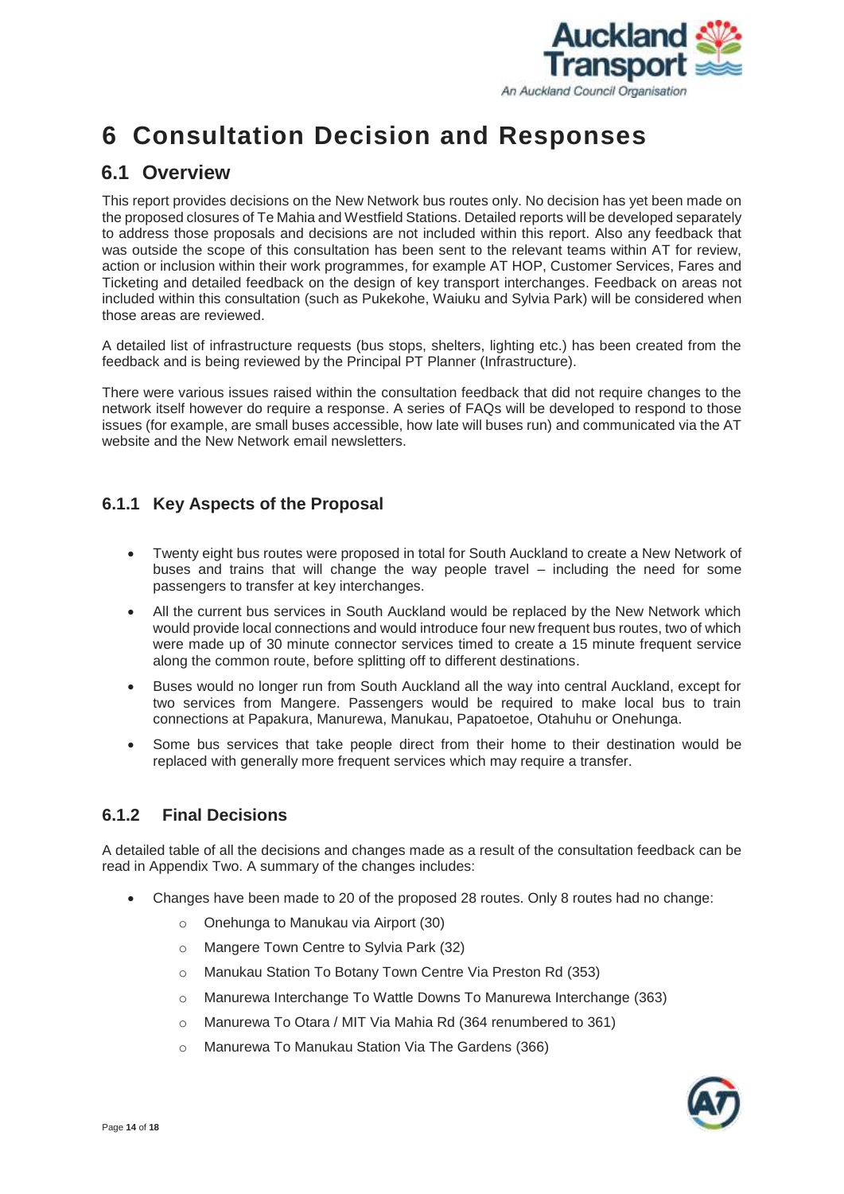# 6 Consultation Decision and Responses

## 6.1 Overview

This report provides decisions on the New Network bus routes only. No decision has yet been made on the proposed closures of Te Mahia and Westfield Stations. Detailed reports will be developed separately to address those proposals and decisions are not included within this report. Also any feedback that was outside the scope of this consultation has been sent to the relevant teams within AT for review, action or inclusion within their work programmes, for example AT HOP, Customer Services, Fares and Ticketing and detailed feedback on the design of key transport interchanges. Feedback on areas not included within this consultation (such as Pukekohe, Waiuku and Sylvia Park) will be considered when those areas are reviewed.

A detailed list of infrastructure requests (bus stops, shelters, lighting etc.) has been created from the feedback and is being reviewed by the Principal PT Planner (Infrastructure).

There were various issues raised within the consultation feedback that did not require changes to the network itself however do require a response. A series of FAQs will be developed to respond to those issues (for example, are small buses accessible, how late will buses run) and communicated via the AT website and the New Network email newsletters.

### 6.1.1 Key Aspects of the Proposal

- Twenty eight bus routes were proposed in total for South Auckland to create a New Network of buses and trains that will change the way people travel – including the need for some passengers to transfer at key interchanges.
- All the current bus services in South Auckland would be replaced by the New Network which would provide local connections and would introduce four new frequent bus routes, two of which were made up of 30 minute connector services timed to create a 15 minute frequent service along the common route, before splitting off to different destinations.
- Buses would no longer run from South Auckland all the way into central Auckland, except for two services from Mangere. Passengers would be required to make local bus to train connections at Papakura, Manurewa, Manukau, Papatoetoe, Otahuhu or Onehunga.
- Some bus services that take people direct from their home to their destination would be replaced with generally more frequent services which may require a transfer.

### 6.1.2 Final Decisions

A detailed table of all the decisions and changes made as a result of the consultation feedback can be read in Appendix Two. A summary of the changes includes:

- Changes have been made to 20 of the proposed 28 routes. Only 8 routes had no change:
  - Onehunga to Manukau via Airport (30)
  - Mangere Town Centre to Sylvia Park (32)
  - Manukau Station To Botany Town Centre Via Preston Rd (353)
  - Manurewa Interchange To Wattle Downs To Manurewa Interchange (363)
  - Manurewa To Otara / MIT Via Mahia Rd (364 renumbered to 361)
  - Manurewa To Manukau Station Via The Gardens (366)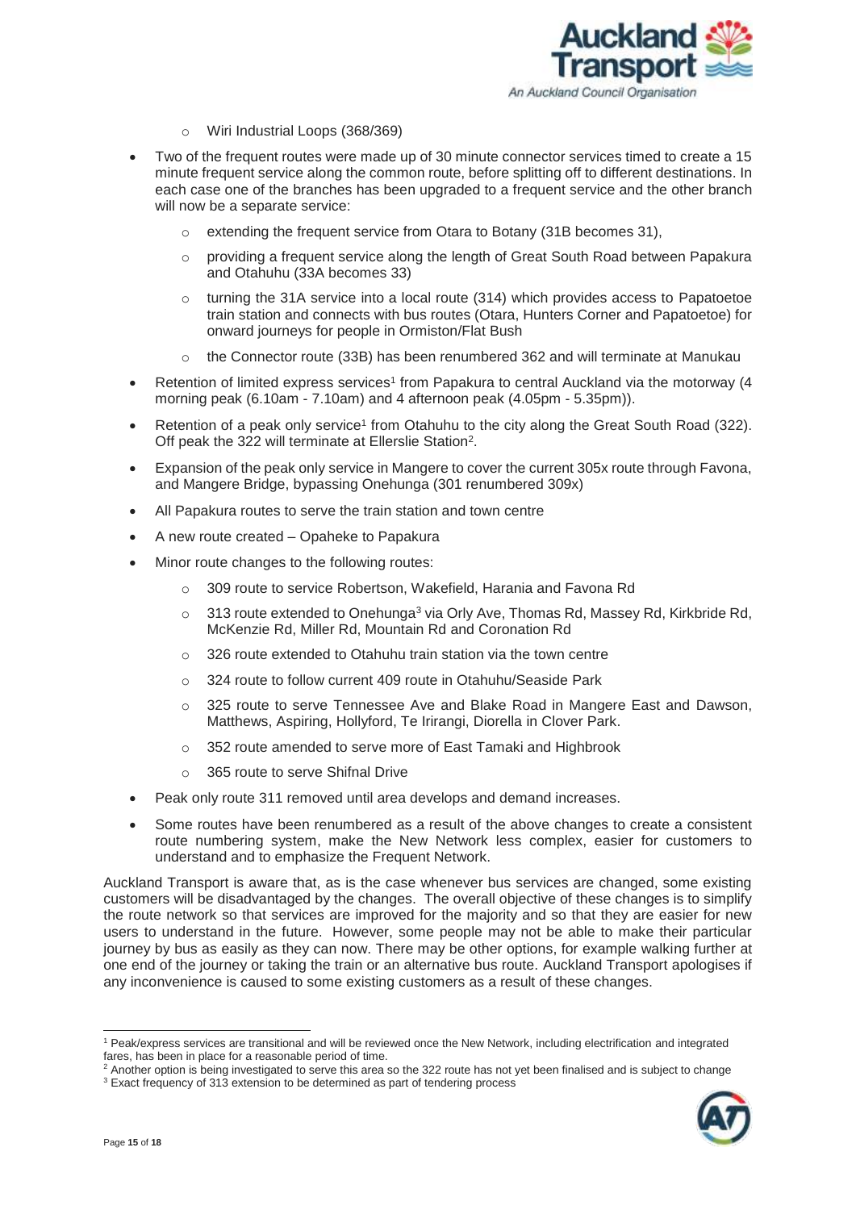- Wiri Industrial Loops (368/369)

- Two of the frequent routes were made up of 30 minute connector services timed to create a 15 minute frequent service along the common route, before splitting off to different destinations. In each case one of the branches has been upgraded to a frequent service and the other branch will now be a separate service:
   - extending the frequent service from Otara to Botany (31B becomes 31),
   - providing a frequent service along the length of Great South Road between Papakura and Otahuhu (33A becomes 33)
   - turning the 31A service into a local route (314) which provides access to Papatoetoe train station and connects with bus routes (Otara, Hunters Corner and Papatoetoe) for onward journeys for people in Ormiston/Flat Bush
   - the Connector route (33B) has been renumbered 362 and will terminate at Manukau
- Retention of limited express services[1] from Papakura to central Auckland via the motorway (4 morning peak (6.10am - 7.10am) and 4 afternoon peak (4.05pm - 5.35pm)).
- Retention of a peak only service[1] from Otahuhu to the city along the Great South Road (322). Off peak the 322 will terminate at Ellerslie Station[2].
- Expansion of the peak only service in Mangere to cover the current 305x route through Favona, and Mangere Bridge, bypassing Onehunga (301 renumbered 309x)
- All Papakura routes to serve the train station and town centre
- A new route created – Opaheke to Papakura
- Minor route changes to the following routes:
   - 309 route to service Robertson, Wakefield, Harania and Favona Rd
   - 313 route extended to Onehunga[3] via Orly Ave, Thomas Rd, Massey Rd, Kirkbride Rd, McKenzie Rd, Miller Rd, Mountain Rd and Coronation Rd
   - 326 route extended to Otahuhu train station via the town centre
   - 324 route to follow current 409 route in Otahuhu/Seaside Park
   - 325 route to serve Tennessee Ave and Blake Road in Mangere East and Dawson, Matthews, Aspiring, Hollyford, Te Irirangi, Diorella in Clover Park.
   - 352 route amended to serve more of East Tamaki and Highbrook
   - 365 route to serve Shifnal Drive
- Peak only route 311 removed until area develops and demand increases.
- Some routes have been renumbered as a result of the above changes to create a consistent route numbering system, make the New Network less complex, easier for customers to understand and to emphasize the Frequent Network.

Auckland Transport is aware that, as is the case whenever bus services are changed, some existing customers will be disadvantaged by the changes. The overall objective of these changes is to simplify the route network so that services are improved for the majority and so that they are easier for new users to understand in the future. However, some people may not be able to make their particular journey by bus as easily as they can now. There may be other options, for example walking further at one end of the journey or taking the train or an alternative bus route. Auckland Transport apologises if any inconvenience is caused to some existing customers as a result of these changes.

---

[1] Peak/express services are transitional and will be reviewed once the New Network, including electrification and integrated fares, has been in place for a reasonable period of time.

[2] Another option is being investigated to serve this area so the 322 route has not yet been finalised and is subject to change

[3] Exact frequency of 313 extension to be determined as part of tendering process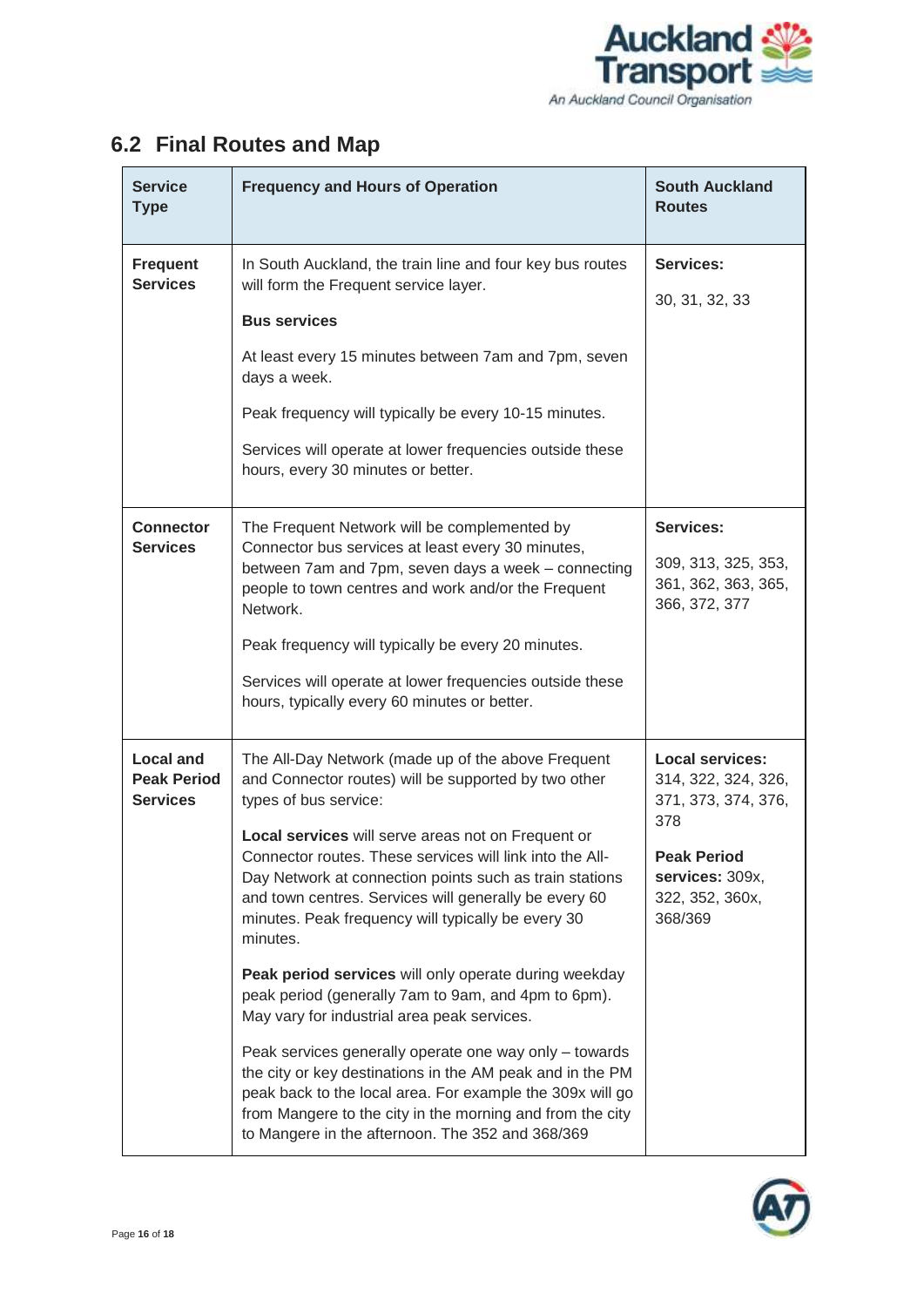## 6.2 Final Routes and Map

| Service Type | Frequency and Hours of Operation | South Auckland Routes |
|---|---|---|
| **Frequent Services** | In South Auckland, the train line and four key bus routes will form the Frequent service layer.<br><br>**Bus services**<br><br>At least every 15 minutes between 7am and 7pm, seven days a week.<br><br>Peak frequency will typically be every 10-15 minutes.<br><br>Services will operate at lower frequencies outside these hours, every 30 minutes or better. | **Services:**<br><br>30, 31, 32, 33 |
| **Connector Services** | The Frequent Network will be complemented by Connector bus services at least every 30 minutes, between 7am and 7pm, seven days a week – connecting people to town centres and work and/or the Frequent Network.<br><br>Peak frequency will typically be every 20 minutes.<br><br>Services will operate at lower frequencies outside these hours, typically every 60 minutes or better. | **Services:**<br><br>309, 313, 325, 353, 361, 362, 363, 365, 366, 372, 377 |
| **Local and Peak Period Services** | The All-Day Network (made up of the above Frequent and Connector routes) will be supported by two other types of bus service:<br><br>**Local services** will serve areas not on Frequent or Connector routes. These services will link into the All-Day Network at connection points such as train stations and town centres. Services will generally be every 60 minutes. Peak frequency will typically be every 30 minutes.<br><br>**Peak period services** will only operate during weekday peak period (generally 7am to 9am, and 4pm to 6pm). May vary for industrial area peak services.<br><br>Peak services generally operate one way only – towards the city or key destinations in the AM peak and in the PM peak back to the local area. For example the 309x will go from Mangere to the city in the morning and from the city to Mangere in the afternoon. The 352 and 368/369 | **Local services:** 314, 322, 324, 326, 371, 373, 374, 376, 378<br><br>**Peak Period services:** 309x, 322, 352, 360x, 368/369 |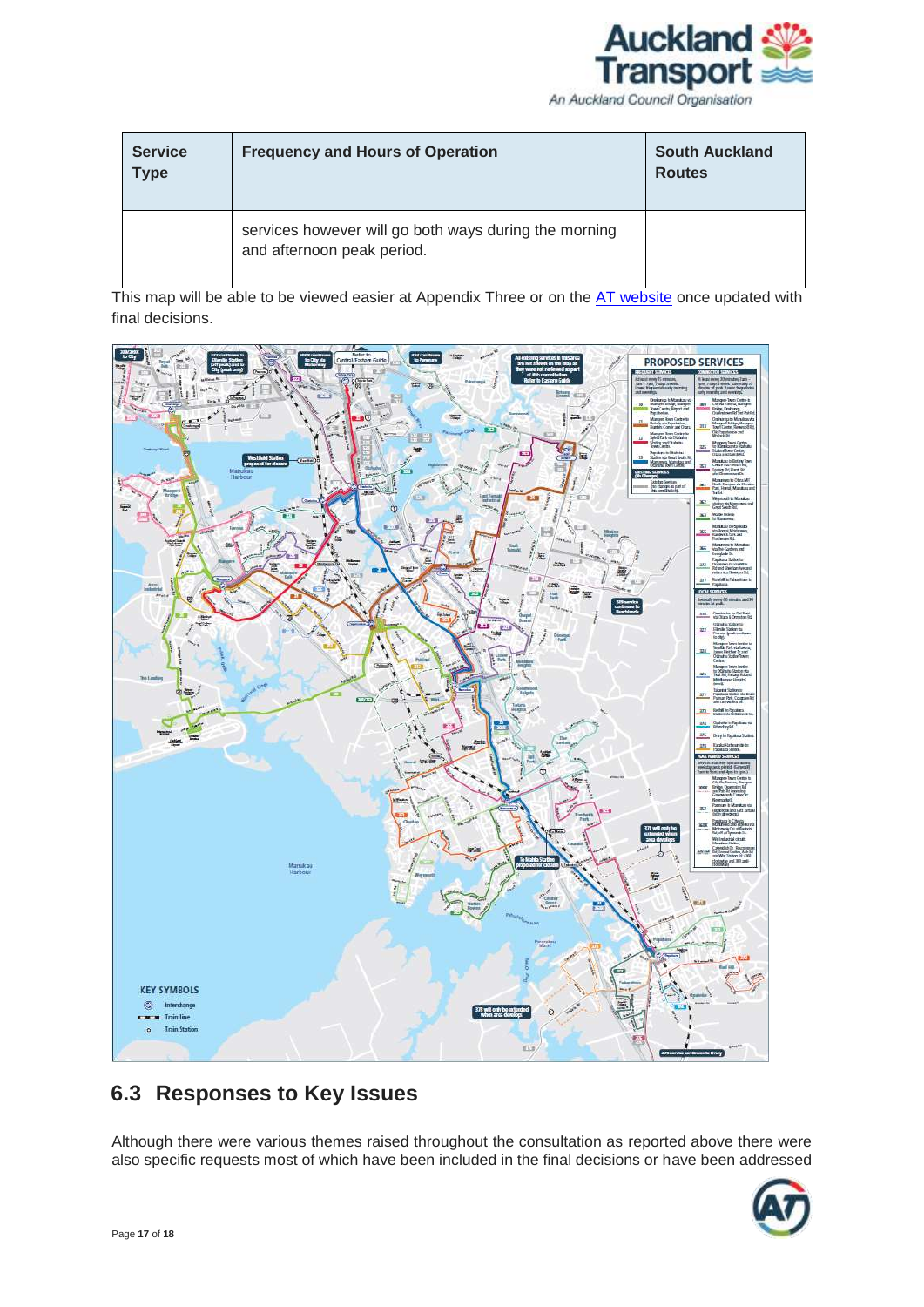| Service Type | Frequency and Hours of Operation | South Auckland Routes |
|---|---|---|
| | services however will go both ways during the morning and afternoon peak period. | |

This map will be able to be viewed easier at Appendix Three or on the AT website once updated with final decisions.

## 6.3 Responses to Key Issues

Although there were various themes raised throughout the consultation as reported above there were also specific requests most of which have been included in the final decisions or have been addressed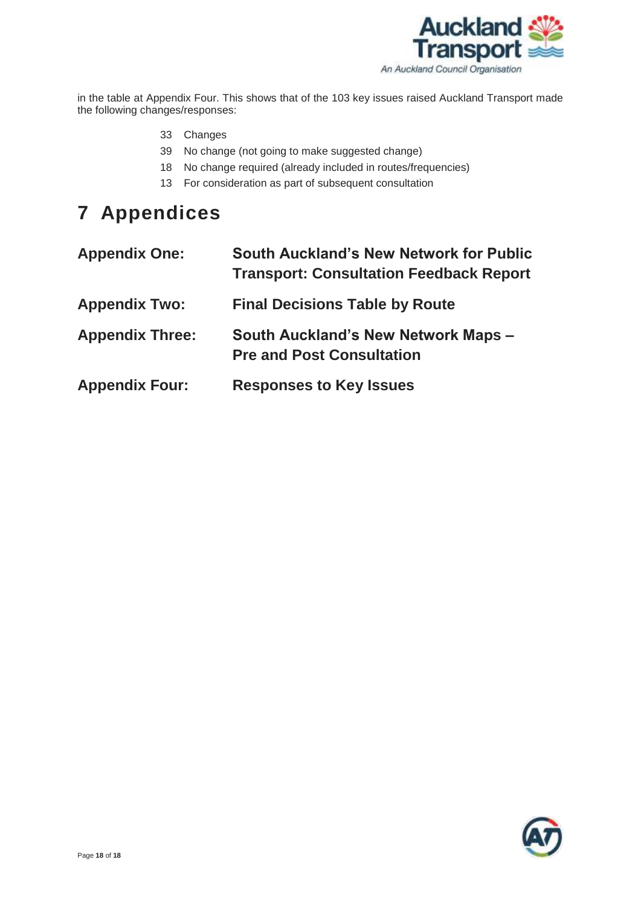in the table at Appendix Four. This shows that of the 103 key issues raised Auckland Transport made the following changes/responses:

- 33 Changes
- 39 No change (not going to make suggested change)
- 18 No change required (already included in routes/frequencies)
- 13 For consideration as part of subsequent consultation

# 7 Appendices

| | |
|---|---|
| **Appendix One:** | **South Auckland's New Network for Public Transport: Consultation Feedback Report** |
| **Appendix Two:** | **Final Decisions Table by Route** |
| **Appendix Three:** | **South Auckland's New Network Maps – Pre and Post Consultation** |
| **Appendix Four:** | **Responses to Key Issues** |